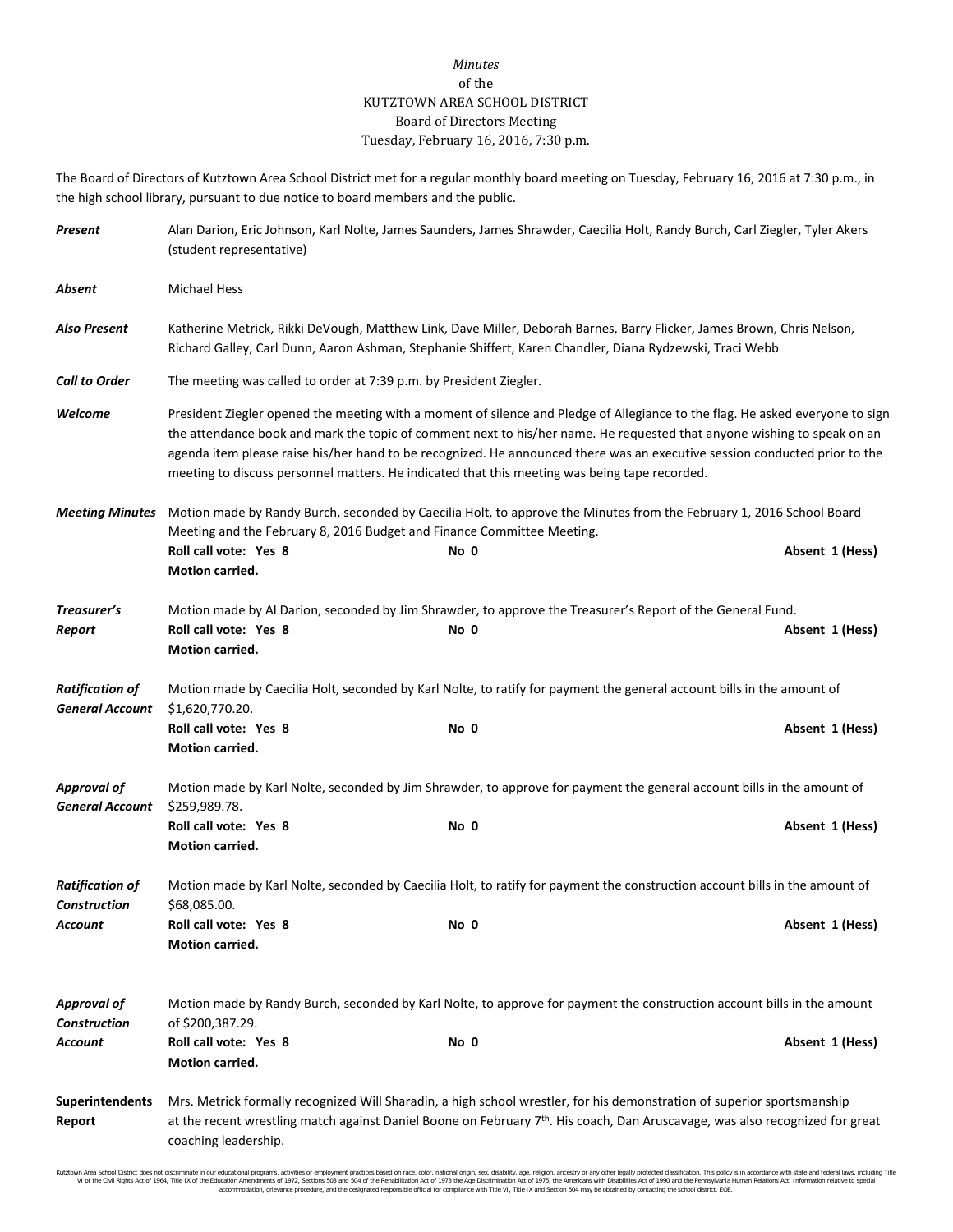*Minutes*
of the
KUTZTOWN AREA SCHOOL DISTRICT
Board of Directors Meeting
Tuesday, February 16, 2016, 7:30 p.m.

The Board of Directors of Kutztown Area School District met for a regular monthly board meeting on Tuesday, February 16, 2016 at 7:30 p.m., in the high school library, pursuant to due notice to board members and the public.

***Present*** Alan Darion, Eric Johnson, Karl Nolte, James Saunders, James Shrawder, Caecilia Holt, Randy Burch, Carl Ziegler, Tyler Akers (student representative)

***Absent*** Michael Hess

***Also Present*** Katherine Metrick, Rikki DeVough, Matthew Link, Dave Miller, Deborah Barnes, Barry Flicker, James Brown, Chris Nelson, Richard Galley, Carl Dunn, Aaron Ashman, Stephanie Shiffert, Karen Chandler, Diana Rydzewski, Traci Webb

***Call to Order*** The meeting was called to order at 7:39 p.m. by President Ziegler.

***Welcome*** President Ziegler opened the meeting with a moment of silence and Pledge of Allegiance to the flag. He asked everyone to sign the attendance book and mark the topic of comment next to his/her name. He requested that anyone wishing to speak on an agenda item please raise his/her hand to be recognized. He announced there was an executive session conducted prior to the meeting to discuss personnel matters. He indicated that this meeting was being tape recorded.

***Meeting Minutes*** Motion made by Randy Burch, seconded by Caecilia Holt, to approve the Minutes from the February 1, 2016 School Board Meeting and the February 8, 2016 Budget and Finance Committee Meeting.
**Roll call vote: Yes 8** **No 0** **Absent 1 (Hess)**
**Motion carried.**

***Treasurer's Report*** Motion made by Al Darion, seconded by Jim Shrawder, to approve the Treasurer's Report of the General Fund.
**Roll call vote: Yes 8** **No 0** **Absent 1 (Hess)**
**Motion carried.**

***Ratification of General Account*** Motion made by Caecilia Holt, seconded by Karl Nolte, to ratify for payment the general account bills in the amount of $1,620,770.20.
**Roll call vote: Yes 8** **No 0** **Absent 1 (Hess)**
**Motion carried.**

***Approval of General Account*** Motion made by Karl Nolte, seconded by Jim Shrawder, to approve for payment the general account bills in the amount of $259,989.78.
**Roll call vote: Yes 8** **No 0** **Absent 1 (Hess)**
**Motion carried.**

***Ratification of Construction Account*** Motion made by Karl Nolte, seconded by Caecilia Holt, to ratify for payment the construction account bills in the amount of $68,085.00.
**Roll call vote: Yes 8** **No 0** **Absent 1 (Hess)**
**Motion carried.**

***Approval of Construction Account*** Motion made by Randy Burch, seconded by Karl Nolte, to approve for payment the construction account bills in the amount of $200,387.29.
**Roll call vote: Yes 8** **No 0** **Absent 1 (Hess)**
**Motion carried.**

**Superintendents Report** Mrs. Metrick formally recognized Will Sharadin, a high school wrestler, for his demonstration of superior sportsmanship at the recent wrestling match against Daniel Boone on February 7th. His coach, Dan Aruscavage, was also recognized for great coaching leadership.

Kutztown Area School District does not discriminate in our educational programs, activities or employment practices based on race, color, national origin, sex, disability, age, religion, ancestry or any other legally protected classification. This policy is in accordance with state and federal laws, including Title VI of the Civil Rights Act of 1964, Title IX of the Education Amendments of 1972, Sections 503 and 504 of the Rehabilitation Act of 1973 the Age Discrimination Act of 1975, the Americans with Disabilities Act of 1990 and the Pennsylvania Human Relations Act. Information relative to special accommodation, grievance procedure, and the designated responsible official for compliance with Title VI, Title IX and Section 504 may be obtained by contacting the school district. EOE.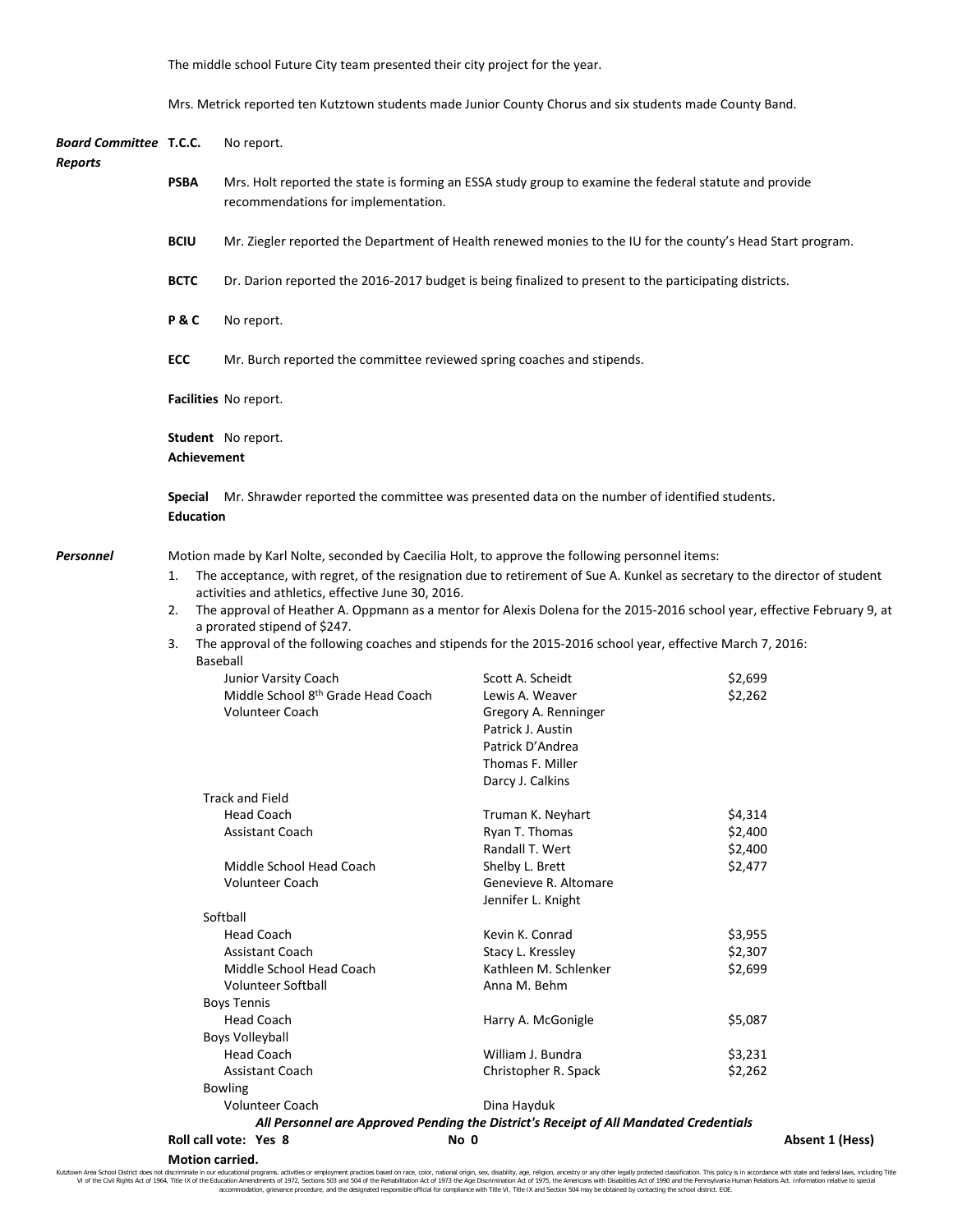The middle school Future City team presented their city project for the year.

Mrs. Metrick reported ten Kutztown students made Junior County Chorus and six students made County Band.

***Board Committee Reports***

**T.C.C.** No report.

**PSBA** Mrs. Holt reported the state is forming an ESSA study group to examine the federal statute and provide recommendations for implementation.

**BCIU** Mr. Ziegler reported the Department of Health renewed monies to the IU for the county's Head Start program.

**BCTC** Dr. Darion reported the 2016-2017 budget is being finalized to present to the participating districts.

**P & C** No report.

**ECC** Mr. Burch reported the committee reviewed spring coaches and stipends.

**Facilities** No report.

**Student Achievement** No report.

**Special Education** Mr. Shrawder reported the committee was presented data on the number of identified students.

***Personnel***

Motion made by Karl Nolte, seconded by Caecilia Holt, to approve the following personnel items:

1. The acceptance, with regret, of the resignation due to retirement of Sue A. Kunkel as secretary to the director of student activities and athletics, effective June 30, 2016.
2. The approval of Heather A. Oppmann as a mentor for Alexis Dolena for the 2015-2016 school year, effective February 9, at a prorated stipend of $247.
3. The approval of the following coaches and stipends for the 2015-2016 school year, effective March 7, 2016:

| Position | Name | Stipend |
|---|---|---|
| **Baseball** | | |
| Junior Varsity Coach | Scott A. Scheidt | $2,699 |
| Middle School 8th Grade Head Coach | Lewis A. Weaver | $2,262 |
| Volunteer Coach | Gregory A. Renninger | |
| | Patrick J. Austin | |
| | Patrick D'Andrea | |
| | Thomas F. Miller | |
| | Darcy J. Calkins | |
| **Track and Field** | | |
| Head Coach | Truman K. Neyhart | $4,314 |
| Assistant Coach | Ryan T. Thomas | $2,400 |
| | Randall T. Wert | $2,400 |
| Middle School Head Coach | Shelby L. Brett | $2,477 |
| Volunteer Coach | Genevieve R. Altomare | |
| | Jennifer L. Knight | |
| **Softball** | | |
| Head Coach | Kevin K. Conrad | $3,955 |
| Assistant Coach | Stacy L. Kressley | $2,307 |
| Middle School Head Coach | Kathleen M. Schlenker | $2,699 |
| Volunteer Softball | Anna M. Behm | |
| **Boys Tennis** | | |
| Head Coach | Harry A. McGonigle | $5,087 |
| **Boys Volleyball** | | |
| Head Coach | William J. Bundra | $3,231 |
| Assistant Coach | Christopher R. Spack | $2,262 |
| **Bowling** | | |
| Volunteer Coach | Dina Hayduk | |

***All Personnel are Approved Pending the District's Receipt of All Mandated Credentials***

**Roll call vote: Yes 8** **No 0** **Absent 1 (Hess)**

**Motion carried.**

Kutztown Area School District does not discriminate in our educational programs, activities or employment practices based on race, color, national origin, sex, disability, age, religion, ancestry or any other legally protected classification. This policy is in accordance with state and federal laws, including Title VI of the Civil Rights Act of 1964, Title IX of the Education Amendments of 1972, Sections 503 and 504 of the Rehabilitation Act of 1973 the Age Discrimination Act of 1975, the Americans with Disabilities Act of 1990 and the Pennsylvania Human Relations Act. Information relative to special accommodation, grievance procedure, and the designated responsible official for compliance with Title VI, Title IX and Section 504 may be obtained by contacting the school district. EOE.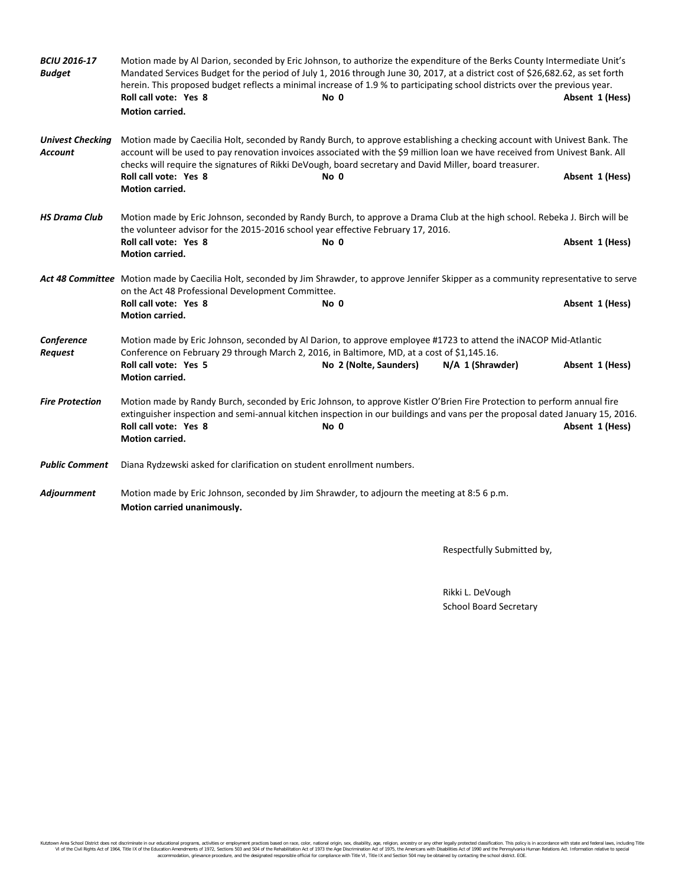***BCIU 2016-17 Budget***

Motion made by Al Darion, seconded by Eric Johnson, to authorize the expenditure of the Berks County Intermediate Unit's Mandated Services Budget for the period of July 1, 2016 through June 30, 2017, at a district cost of $26,682.62, as set forth herein. This proposed budget reflects a minimal increase of 1.9 % to participating school districts over the previous year.

**Roll call vote: Yes 8** **No 0** **Absent 1 (Hess)**

**Motion carried.**

***Univest Checking Account***

Motion made by Caecilia Holt, seconded by Randy Burch, to approve establishing a checking account with Univest Bank. The account will be used to pay renovation invoices associated with the $9 million loan we have received from Univest Bank. All checks will require the signatures of Rikki DeVough, board secretary and David Miller, board treasurer.

**Roll call vote: Yes 8** **No 0** **Absent 1 (Hess)**

**Motion carried.**

***HS Drama Club***

Motion made by Eric Johnson, seconded by Randy Burch, to approve a Drama Club at the high school. Rebeka J. Birch will be the volunteer advisor for the 2015-2016 school year effective February 17, 2016.

**Roll call vote: Yes 8** **No 0** **Absent 1 (Hess)**

**Motion carried.**

***Act 48 Committee***

Motion made by Caecilia Holt, seconded by Jim Shrawder, to approve Jennifer Skipper as a community representative to serve on the Act 48 Professional Development Committee.

**Roll call vote: Yes 8** **No 0** **Absent 1 (Hess)**

**Motion carried.**

***Conference Request***

Motion made by Eric Johnson, seconded by Al Darion, to approve employee #1723 to attend the iNACOP Mid-Atlantic Conference on February 29 through March 2, 2016, in Baltimore, MD, at a cost of $1,145.16.

**Roll call vote: Yes 5** **No 2 (Nolte, Saunders)** **N/A 1 (Shrawder)** **Absent 1 (Hess)**

**Motion carried.**

***Fire Protection***

Motion made by Randy Burch, seconded by Eric Johnson, to approve Kistler O'Brien Fire Protection to perform annual fire extinguisher inspection and semi-annual kitchen inspection in our buildings and vans per the proposal dated January 15, 2016.

**Roll call vote: Yes 8** **No 0** **Absent 1 (Hess)**

**Motion carried.**

***Public Comment***

Diana Rydzewski asked for clarification on student enrollment numbers.

***Adjournment***

Motion made by Eric Johnson, seconded by Jim Shrawder, to adjourn the meeting at 8:5 6 p.m.

**Motion carried unanimously.**

Respectfully Submitted by,

Rikki L. DeVough
School Board Secretary

Kutztown Area School District does not discriminate in our educational programs, activities or employment practices based on race, color, national origin, sex, disability, age, religion, ancestry or any other legally protected classification. This policy is in accordance with state and federal laws, including Title VI of the Civil Rights Act of 1964, Title IX of the Education Amendments of 1972, Sections 503 and 504 of the Rehabilitation Act of 1973 the Age Discrimination Act of 1975, the Americans with Disabilities Act of 1990 and the Pennsylvania Human Relations Act. Information relative to special accommodation, grievance procedure, and the designated responsible official for compliance with Title VI, Title IX and Section 504 may be obtained by contacting the school district. EOE.